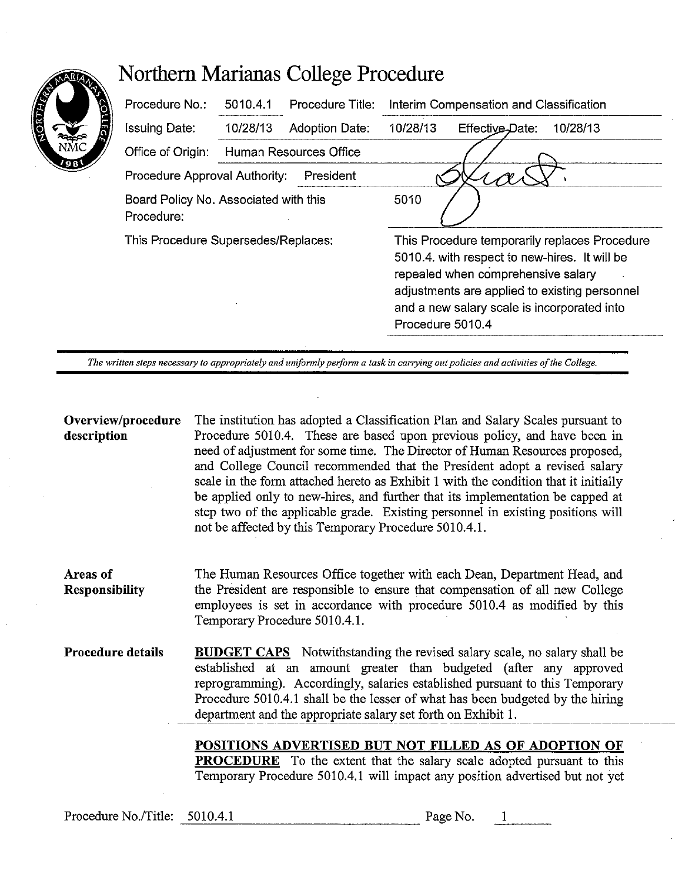# Northern Marianas College Procedure

| | | | |
|---|---|---|---|
| Procedure No.: | 5010.4.1 | Procedure Title: | Interim Compensation and Classification |
| Issuing Date: | 10/28/13 | Adoption Date: | 10/28/13 Effective Date: 10/28/13 |
| Office of Origin: | Human Resources Office | | |
| Procedure Approval Authority: | President | | |
| Board Policy No. Associated with this Procedure: | | | 5010 |
| This Procedure Supersedes/Replaces: | | | This Procedure temporarily replaces Procedure 5010.4. with respect to new-hires. It will be repealed when comprehensive salary adjustments are applied to existing personnel and a new salary scale is incorporated into Procedure 5010.4 |

*The written steps necessary to appropriately and uniformly perform a task in carrying out policies and activities of the College.*

**Overview/procedure description**

The institution has adopted a Classification Plan and Salary Scales pursuant to Procedure 5010.4. These are based upon previous policy, and have been in need of adjustment for some time. The Director of Human Resources proposed, and College Council recommended that the President adopt a revised salary scale in the form attached hereto as Exhibit 1 with the condition that it initially be applied only to new-hires, and further that its implementation be capped at step two of the applicable grade. Existing personnel in existing positions will not be affected by this Temporary Procedure 5010.4.1.

**Areas of Responsibility**

The Human Resources Office together with each Dean, Department Head, and the President are responsible to ensure that compensation of all new College employees is set in accordance with procedure 5010.4 as modified by this Temporary Procedure 5010.4.1.

**Procedure details**

**BUDGET CAPS** Notwithstanding the revised salary scale, no salary shall be established at an amount greater than budgeted (after any approved reprogramming). Accordingly, salaries established pursuant to this Temporary Procedure 5010.4.1 shall be the lesser of what has been budgeted by the hiring department and the appropriate salary set forth on Exhibit 1.

**POSITIONS ADVERTISED BUT NOT FILLED AS OF ADOPTION OF PROCEDURE** To the extent that the salary scale adopted pursuant to this Temporary Procedure 5010.4.1 will impact any position advertised but not yet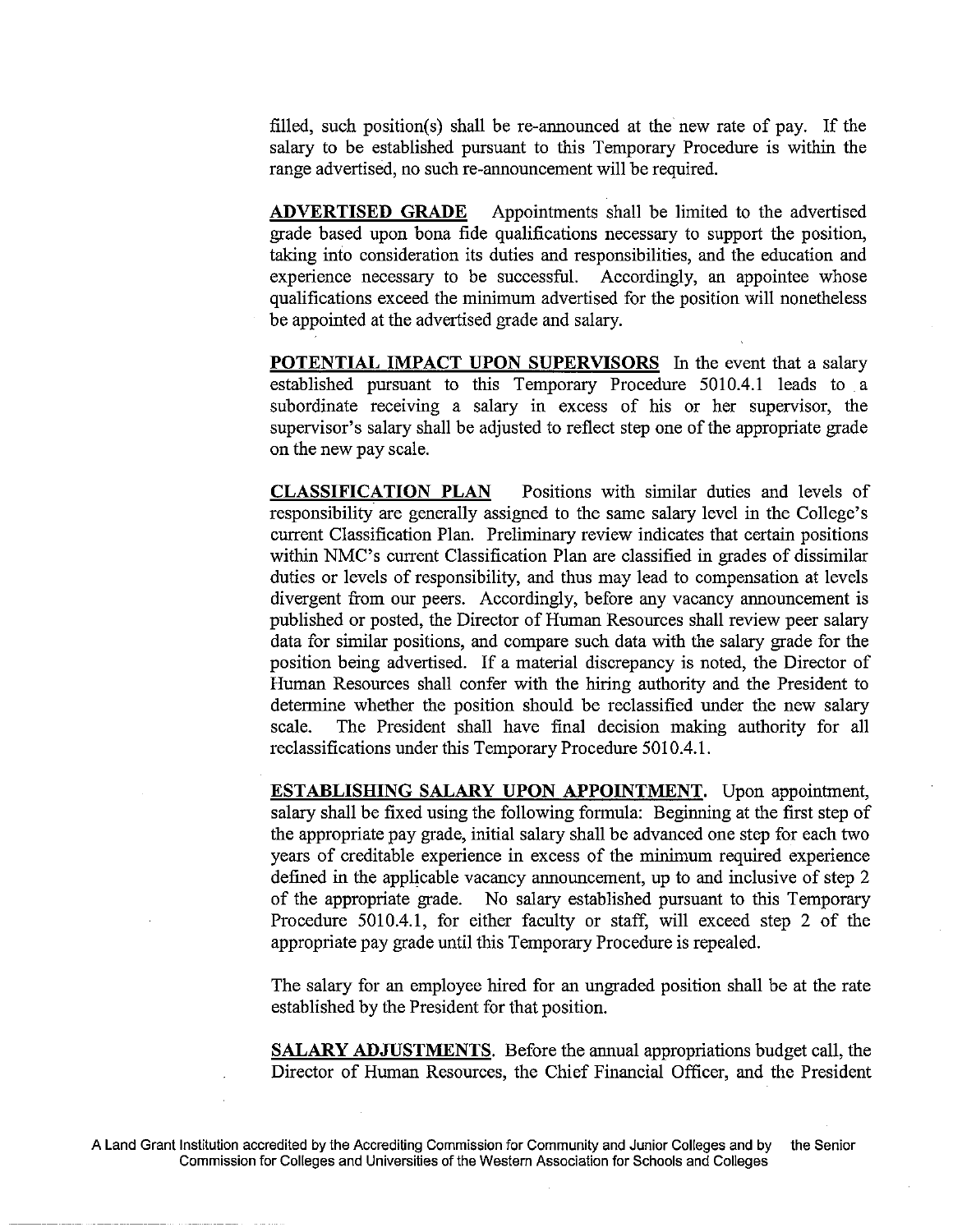filled, such position(s) shall be re-announced at the new rate of pay. If the salary to be established pursuant to this Temporary Procedure is within the range advertised, no such re-announcement will be required.

**ADVERTISED GRADE** Appointments shall be limited to the advertised grade based upon bona fide qualifications necessary to support the position, taking into consideration its duties and responsibilities, and the education and experience necessary to be successful. Accordingly, an appointee whose qualifications exceed the minimum advertised for the position will nonetheless be appointed at the advertised grade and salary.

**POTENTIAL IMPACT UPON SUPERVISORS** In the event that a salary established pursuant to this Temporary Procedure 5010.4.1 leads to a subordinate receiving a salary in excess of his or her supervisor, the supervisor's salary shall be adjusted to reflect step one of the appropriate grade on the new pay scale.

**CLASSIFICATION PLAN** Positions with similar duties and levels of responsibility are generally assigned to the same salary level in the College's current Classification Plan. Preliminary review indicates that certain positions within NMC's current Classification Plan are classified in grades of dissimilar duties or levels of responsibility, and thus may lead to compensation at levels divergent from our peers. Accordingly, before any vacancy announcement is published or posted, the Director of Human Resources shall review peer salary data for similar positions, and compare such data with the salary grade for the position being advertised. If a material discrepancy is noted, the Director of Human Resources shall confer with the hiring authority and the President to determine whether the position should be reclassified under the new salary scale. The President shall have final decision making authority for all reclassifications under this Temporary Procedure 5010.4.1.

**ESTABLISHING SALARY UPON APPOINTMENT.** Upon appointment, salary shall be fixed using the following formula: Beginning at the first step of the appropriate pay grade, initial salary shall be advanced one step for each two years of creditable experience in excess of the minimum required experience defined in the applicable vacancy announcement, up to and inclusive of step 2 of the appropriate grade. No salary established pursuant to this Temporary Procedure 5010.4.1, for either faculty or staff, will exceed step 2 of the appropriate pay grade until this Temporary Procedure is repealed.

The salary for an employee hired for an ungraded position shall be at the rate established by the President for that position.

**SALARY ADJUSTMENTS.** Before the annual appropriations budget call, the Director of Human Resources, the Chief Financial Officer, and the President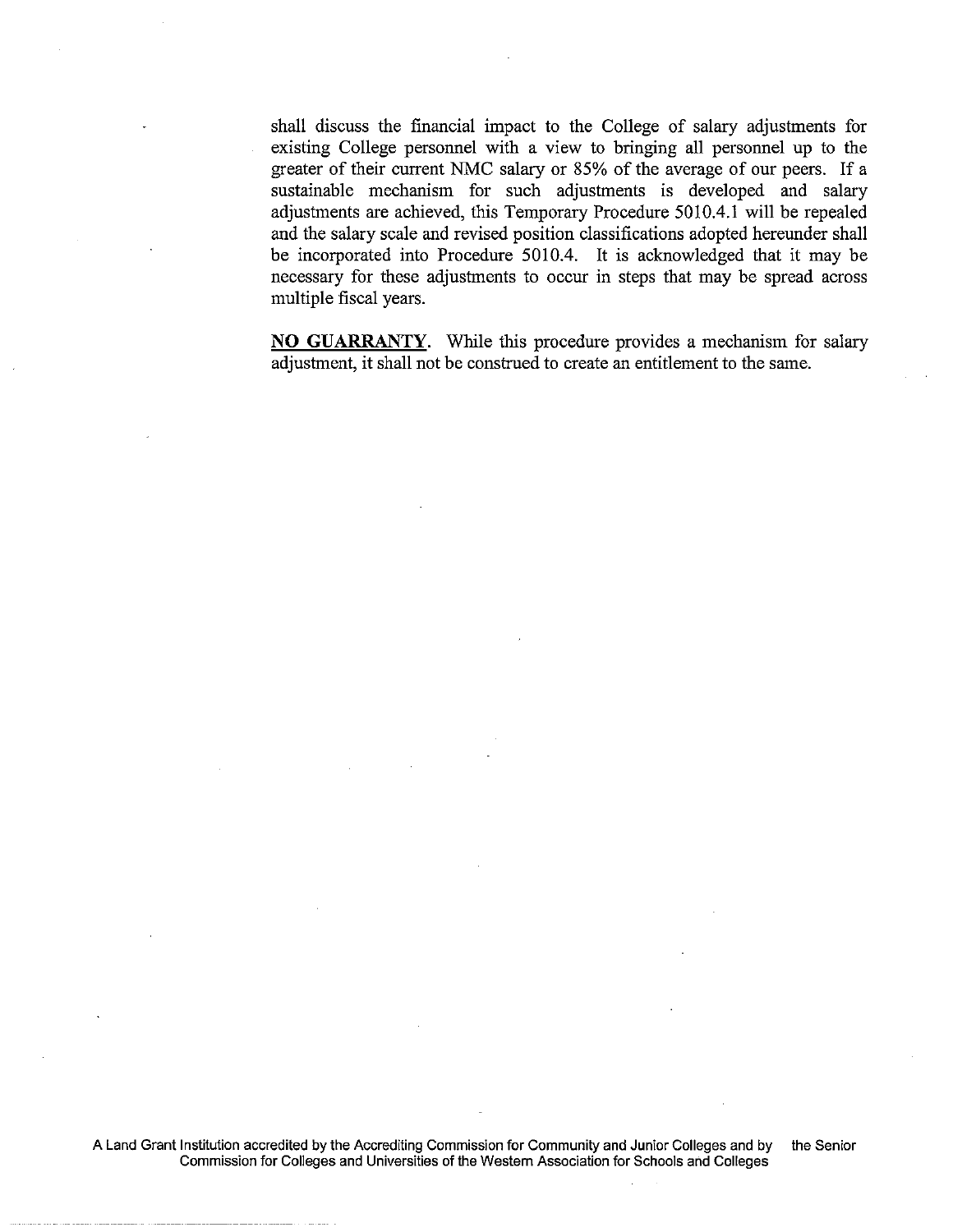shall discuss the financial impact to the College of salary adjustments for existing College personnel with a view to bringing all personnel up to the greater of their current NMC salary or 85% of the average of our peers. If a sustainable mechanism for such adjustments is developed and salary adjustments are achieved, this Temporary Procedure 5010.4.1 will be repealed and the salary scale and revised position classifications adopted hereunder shall be incorporated into Procedure 5010.4. It is acknowledged that it may be necessary for these adjustments to occur in steps that may be spread across multiple fiscal years.

**NO GUARRANTY.** While this procedure provides a mechanism for salary adjustment, it shall not be construed to create an entitlement to the same.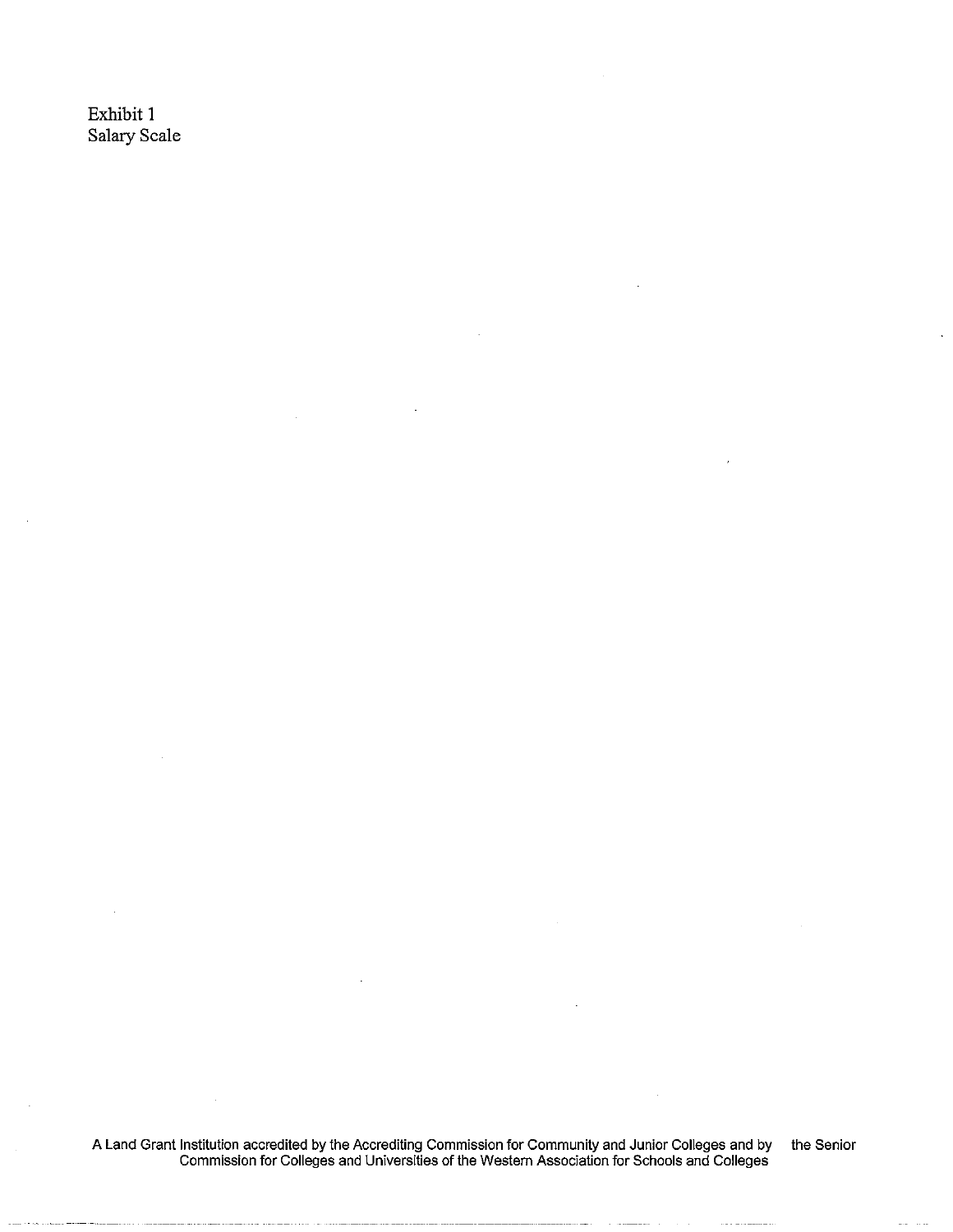Exhibit 1
Salary Scale

A Land Grant Institution accredited by the Accrediting Commission for Community and Junior Colleges and by the Senior Commission for Colleges and Universities of the Western Association for Schools and Colleges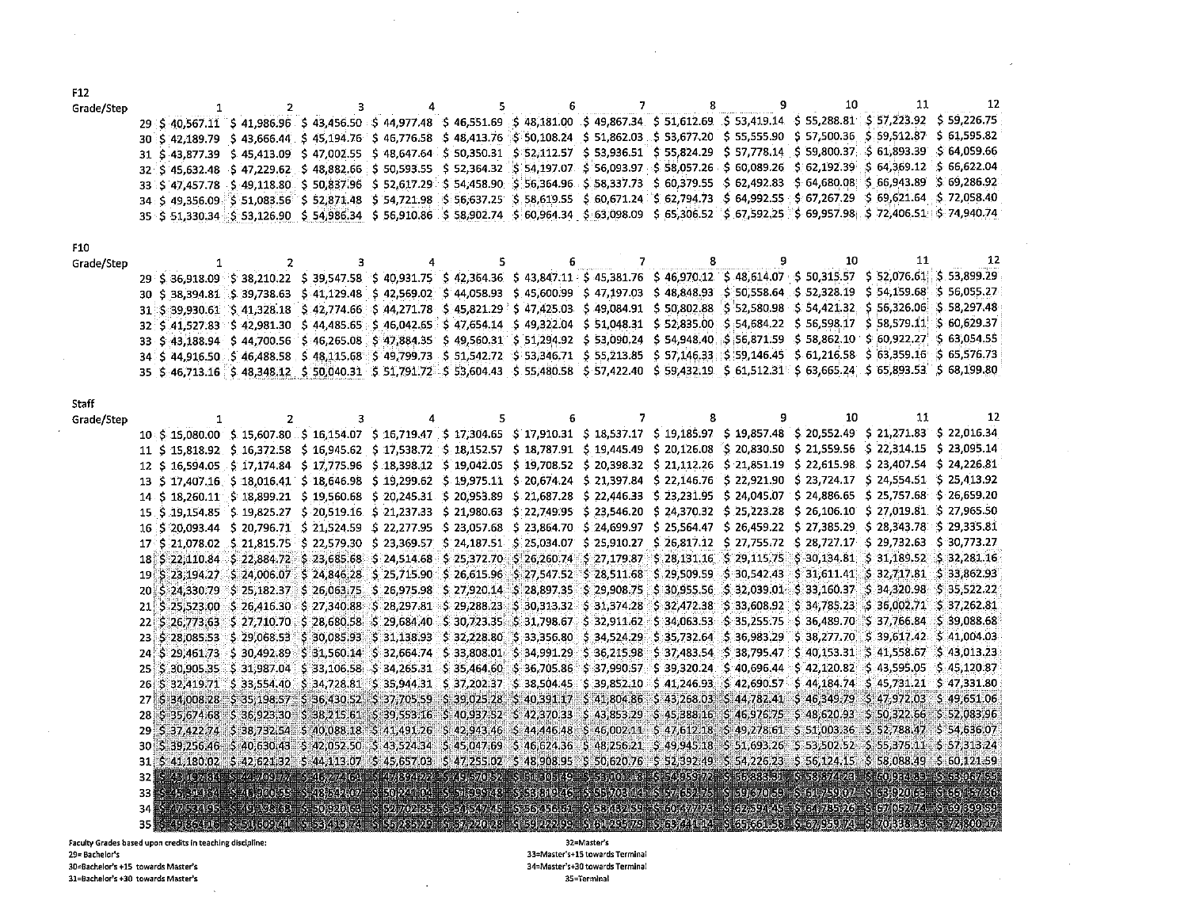F12

| Grade/Step | 1 | 2 | 3 | 4 | 5 | 6 | 7 | 8 | 9 | 10 | 11 | 12 |
|---|---|---|---|---|---|---|---|---|---|---|---|---|
| 29 | $ 40,567.11 | $ 41,986.96 | $ 43,456.50 | $ 44,977.48 | $ 46,551.69 | $ 48,181.00 | $ 49,867.34 | $ 51,612.69 | $ 53,419.14 | $ 55,288.81 | $ 57,223.92 | $ 59,226.75 |
| 30 | $ 42,189.79 | $ 43,666.44 | $ 45,194.76 | $ 46,776.58 | $ 48,413.76 | $ 50,108.24 | $ 51,862.03 | $ 53,677.20 | $ 55,555.90 | $ 57,500.36 | $ 59,512.87 | $ 61,595.82 |
| 31 | $ 43,877.39 | $ 45,413.09 | $ 47,002.55 | $ 48,647.64 | $ 50,350.31 | $ 52,112.57 | $ 53,936.51 | $ 55,824.29 | $ 57,778.14 | $ 59,800.37 | $ 61,893.39 | $ 64,059.66 |
| 32 | $ 45,632.48 | $ 47,229.62 | $ 48,882.66 | $ 50,593.55 | $ 52,364.32 | $ 54,197.07 | $ 56,093.97 | $ 58,057.26 | $ 60,089.26 | $ 62,192.39 | $ 64,369.12 | $ 66,622.04 |
| 33 | $ 47,457.78 | $ 49,118.80 | $ 50,837.96 | $ 52,617.29 | $ 54,458.90 | $ 56,364.96 | $ 58,337.73 | $ 60,379.55 | $ 62,492.83 | $ 64,680.08 | $ 66,943.89 | $ 69,286.92 |
| 34 | $ 49,356.09 | $ 51,083.56 | $ 52,871.48 | $ 54,721.98 | $ 56,637.25 | $ 58,619.55 | $ 60,671.24 | $ 62,794.73 | $ 64,992.55 | $ 67,267.29 | $ 69,621.64 | $ 72,058.40 |
| 35 | $ 51,330.34 | $ 53,126.90 | $ 54,986.34 | $ 56,910.86 | $ 58,902.74 | $ 60,964.34 | $ 63,098.09 | $ 65,306.52 | $ 67,592.25 | $ 69,957.98 | $ 72,406.51 | $ 74,940.74 |

F10

| Grade/Step | 1 | 2 | 3 | 4 | 5 | 6 | 7 | 8 | 9 | 10 | 11 | 12 |
|---|---|---|---|---|---|---|---|---|---|---|---|---|
| 29 | $ 36,918.09 | $ 38,210.22 | $ 39,547.58 | $ 40,931.75 | $ 42,364.36 | $ 43,847.11 | $ 45,381.76 | $ 46,970.12 | $ 48,614.07 | $ 50,315.57 | $ 52,076.61 | $ 53,899.29 |
| 30 | $ 38,394.81 | $ 39,738.63 | $ 41,129.48 | $ 42,569.02 | $ 44,058.93 | $ 45,600.99 | $ 47,197.03 | $ 48,848.93 | $ 50,558.64 | $ 52,328.19 | $ 54,159.68 | $ 56,055.27 |
| 31 | $ 39,930.61 | $ 41,328.18 | $ 42,774.66 | $ 44,271.78 | $ 45,821.29 | $ 47,425.03 | $ 49,084.91 | $ 50,802.88 | $ 52,580.98 | $ 54,421.32 | $ 56,326.06 | $ 58,297.48 |
| 32 | $ 41,527.83 | $ 42,981.30 | $ 44,485.65 | $ 46,042.65 | $ 47,654.14 | $ 49,322.04 | $ 51,048.31 | $ 52,835.00 | $ 54,684.22 | $ 56,598.17 | $ 58,579.11 | $ 60,629.37 |
| 33 | $ 43,188.94 | $ 44,700.56 | $ 46,265.08 | $ 47,884.35 | $ 49,560.31 | $ 51,294.92 | $ 53,090.24 | $ 54,948.40 | $ 56,871.59 | $ 58,862.10 | $ 60,922.27 | $ 63,054.55 |
| 34 | $ 44,916.50 | $ 46,488.58 | $ 48,115.68 | $ 49,799.73 | $ 51,542.72 | $ 53,346.71 | $ 55,213.85 | $ 57,146.33 | $ 59,146.45 | $ 61,216.58 | $ 63,359.16 | $ 65,576.73 |
| 35 | $ 46,713.16 | $ 48,348.12 | $ 50,040.31 | $ 51,791.72 | $ 53,604.43 | $ 55,480.58 | $ 57,422.40 | $ 59,432.19 | $ 61,512.31 | $ 63,665.24 | $ 65,893.53 | $ 68,199.80 |

Staff

| Grade/Step | 1 | 2 | 3 | 4 | 5 | 6 | 7 | 8 | 9 | 10 | 11 | 12 |
|---|---|---|---|---|---|---|---|---|---|---|---|---|
| 10 | $ 15,080.00 | $ 15,607.80 | $ 16,154.07 | $ 16,719.47 | $ 17,304.65 | $ 17,910.31 | $ 18,537.17 | $ 19,185.97 | $ 19,857.48 | $ 20,552.49 | $ 21,271.83 | $ 22,016.34 |
| 11 | $ 15,818.92 | $ 16,372.58 | $ 16,945.62 | $ 17,538.72 | $ 18,152.57 | $ 18,787.91 | $ 19,445.49 | $ 20,126.08 | $ 20,830.50 | $ 21,559.56 | $ 22,314.15 | $ 23,095.14 |
| 12 | $ 16,594.05 | $ 17,174.84 | $ 17,775.96 | $ 18,398.12 | $ 19,042.05 | $ 19,708.52 | $ 20,398.32 | $ 21,112.26 | $ 21,851.19 | $ 22,615.98 | $ 23,407.54 | $ 24,226.81 |
| 13 | $ 17,407.16 | $ 18,016.41 | $ 18,646.98 | $ 19,299.62 | $ 19,975.11 | $ 20,674.24 | $ 21,397.84 | $ 22,146.76 | $ 22,921.90 | $ 23,724.17 | $ 24,554.51 | $ 25,413.92 |
| 14 | $ 18,260.11 | $ 18,899.21 | $ 19,560.68 | $ 20,245.31 | $ 20,953.89 | $ 21,687.28 | $ 22,446.33 | $ 23,231.95 | $ 24,045.07 | $ 24,886.65 | $ 25,757.68 | $ 26,659.20 |
| 15 | $ 19,154.85 | $ 19,825.27 | $ 20,519.16 | $ 21,237.33 | $ 21,980.63 | $ 22,749.95 | $ 23,546.20 | $ 24,370.32 | $ 25,223.28 | $ 26,106.10 | $ 27,019.81 | $ 27,965.50 |
| 16 | $ 20,093.44 | $ 20,796.71 | $ 21,524.59 | $ 22,277.95 | $ 23,057.68 | $ 23,864.70 | $ 24,699.97 | $ 25,564.47 | $ 26,459.22 | $ 27,385.29 | $ 28,343.78 | $ 29,335.81 |
| 17 | $ 21,078.02 | $ 21,815.75 | $ 22,579.30 | $ 23,369.57 | $ 24,187.51 | $ 25,034.07 | $ 25,910.27 | $ 26,817.12 | $ 27,755.72 | $ 28,727.17 | $ 29,732.63 | $ 30,773.27 |
| 18 | $ 22,110.84 | $ 22,884.72 | $ 23,685.68 | $ 24,514.68 | $ 25,372.70 | $ 26,260.74 | $ 27,179.87 | $ 28,131.16 | $ 29,115.75 | $ 30,134.81 | $ 31,189.52 | $ 32,281.16 |
| 19 | $ 23,194.27 | $ 24,006.07 | $ 24,846.28 | $ 25,715.90 | $ 26,615.96 | $ 27,547.52 | $ 28,511.68 | $ 29,509.59 | $ 30,542.43 | $ 31,611.41 | $ 32,717.81 | $ 33,862.93 |
| 20 | $ 24,330.79 | $ 25,182.37 | $ 26,063.75 | $ 26,975.98 | $ 27,920.14 | $ 28,897.35 | $ 29,908.75 | $ 30,955.56 | $ 32,039.01 | $ 33,160.37 | $ 34,320.98 | $ 35,522.22 |
| 21 | $ 25,523.00 | $ 26,416.30 | $ 27,340.88 | $ 28,297.81 | $ 29,288.23 | $ 30,313.32 | $ 31,374.28 | $ 32,472.38 | $ 33,608.92 | $ 34,785.23 | $ 36,002.71 | $ 37,262.81 |
| 22 | $ 26,773.63 | $ 27,710.70 | $ 28,680.58 | $ 29,684.40 | $ 30,723.35 | $ 31,798.67 | $ 32,911.62 | $ 34,063.53 | $ 35,255.75 | $ 36,489.70 | $ 37,766.84 | $ 39,088.68 |
| 23 | $ 28,085.53 | $ 29,068.53 | $ 30,085.93 | $ 31,138.93 | $ 32,228.80 | $ 33,356.80 | $ 34,524.29 | $ 35,732.64 | $ 36,983.29 | $ 38,277.70 | $ 39,617.42 | $ 41,004.03 |
| 24 | $ 29,461.73 | $ 30,492.89 | $ 31,560.14 | $ 32,664.74 | $ 33,808.01 | $ 34,991.29 | $ 36,215.98 | $ 37,483.54 | $ 38,795.47 | $ 40,153.31 | $ 41,558.67 | $ 43,013.23 |
| 25 | $ 30,905.35 | $ 31,987.04 | $ 33,106.58 | $ 34,265.31 | $ 35,464.60 | $ 36,705.86 | $ 37,990.57 | $ 39,320.24 | $ 40,696.44 | $ 42,120.82 | $ 43,595.05 | $ 45,120.87 |
| 26 | $ 32,419.71 | $ 33,554.40 | $ 34,728.81 | $ 35,944.31 | $ 37,202.37 | $ 38,504.45 | $ 39,852.10 | $ 41,246.93 | $ 42,690.57 | $ 44,184.74 | $ 45,731.21 | $ 47,331.80 |
| 27 | $ 34,008.28 | $ 35,198.57 | $ 36,430.52 | $ 37,705.59 | $ 39,025.28 | $ 40,391.17 | $ 41,804.86 | $ 43,268.03 | $ 44,782.41 | $ 46,349.79 | $ 47,972.03 | $ 49,651.06 |
| 28 | $ 35,674.68 | $ 36,923.30 | $ 38,215.61 | $ 39,553.16 | $ 40,937.52 | $ 42,370.33 | $ 43,853.29 | $ 45,388.16 | $ 46,976.75 | $ 48,620.93 | $ 50,322.66 | $ 52,083.96 |
| 29 | $ 37,422.74 | $ 38,732.54 | $ 40,088.18 | $ 41,491.26 | $ 42,943.46 | $ 44,446.48 | $ 46,002.11 | $ 47,612.18 | $ 49,278.61 | $ 51,003.36 | $ 52,788.47 | $ 54,636.07 |
| 30 | $ 39,256.46 | $ 40,630.43 | $ 42,052.50 | $ 43,524.34 | $ 45,047.69 | $ 46,624.36 | $ 48,256.21 | $ 49,945.18 | $ 51,693.26 | $ 53,502.52 | $ 55,375.11 | $ 57,313.24 |
| 31 | $ 41,180.02 | $ 42,621.32 | $ 44,113.07 | $ 45,657.03 | $ 47,255.02 | $ 48,908.95 | $ 50,620.76 | $ 52,392.49 | $ 54,226.23 | $ 56,124.15 | $ 58,088.49 | $ 60,121.59 |
| 32 | $ 43,197.84 | $ 44,709.77 | $ 46,274.61 | $ 47,894.22 | $ 49,570.52 | $ 51,305.49 | $ 53,101.18 | $ 54,959.72 | $ 56,883.31 | $ 58,874.23 | $ 60,934.83 | $ 63,067.55 |
| 33 | $ 45,314.54 | $ 46,900.55 | $ 48,542.07 | $ 50,241.04 | $ 51,999.48 | $ 53,819.46 | $ 55,703.14 | $ 57,652.75 | $ 59,670.59 | $ 61,759.07 | $ 63,920.63 | $ 66,157.86 |
| 34 | $ 47,534.95 | $ 49,198.68 | $ 50,920.63 | $ 52,702.85 | $ 54,547.45 | $ 56,456.61 | $ 58,432.59 | $ 60,477.73 | $ 62,594.45 | $ 64,785.26 | $ 67,052.74 | $ 69,399.59 |
| 35 | $ 49,864.16 | $ 51,609.41 | $ 53,415.74 | $ 55,285.29 | $ 57,220.28 | $ 59,222.99 | $ 61,295.79 | $ 63,441.14 | $ 65,661.58 | $ 67,959.74 | $ 70,338.33 | $ 72,800.17 |

Faculty Grades based upon credits in teaching discipline:

29= Bachelor's
30=Bachelor's +15 towards Master's
31=Bachelor's +30 towards Master's
32=Master's
33=Master's+15 towards Terminal
34=Master's+30 towards Terminal
35=Terminal